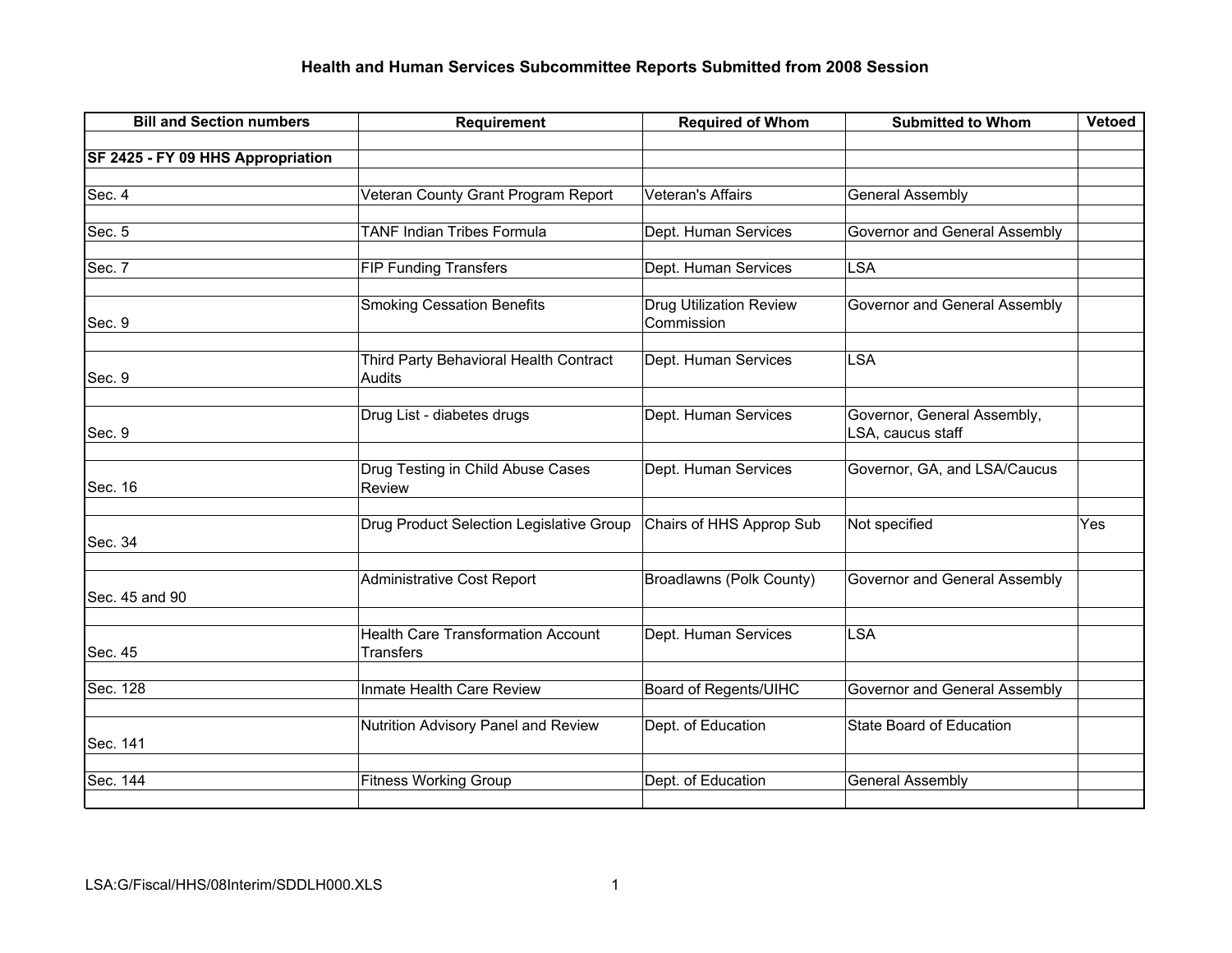# Health and Human Services Subcommittee Reports Submitted from 2008 Session

| Bill and Section numbers | Requirement | Required of Whom | Submitted to Whom | Vetoed |
|---|---|---|---|---|
| **SF 2425 - FY 09 HHS Appropriation** | | | | |
| Sec. 4 | Veteran County Grant Program Report | Veteran's Affairs | General Assembly | |
| Sec. 5 | TANF Indian Tribes Formula | Dept. Human Services | Governor and General Assembly | |
| Sec. 7 | FIP Funding Transfers | Dept. Human Services | LSA | |
| Sec. 9 | Smoking Cessation Benefits | Drug Utilization Review Commission | Governor and General Assembly | |
| Sec. 9 | Third Party Behavioral Health Contract Audits | Dept. Human Services | LSA | |
| Sec. 9 | Drug List - diabetes drugs | Dept. Human Services | Governor, General Assembly, LSA, caucus staff | |
| Sec. 16 | Drug Testing in Child Abuse Cases Review | Dept. Human Services | Governor, GA, and LSA/Caucus | |
| Sec. 34 | Drug Product Selection Legislative Group | Chairs of HHS Approp Sub | Not specified | Yes |
| Sec. 45 and 90 | Administrative Cost Report | Broadlawns (Polk County) | Governor and General Assembly | |
| Sec. 45 | Health Care Transformation Account Transfers | Dept. Human Services | LSA | |
| Sec. 128 | Inmate Health Care Review | Board of Regents/UIHC | Governor and General Assembly | |
| Sec. 141 | Nutrition Advisory Panel and Review | Dept. of Education | State Board of Education | |
| Sec. 144 | Fitness Working Group | Dept. of Education | General Assembly | |

LSA:G/Fiscal/HHS/08Interim/SDDLH000.XLS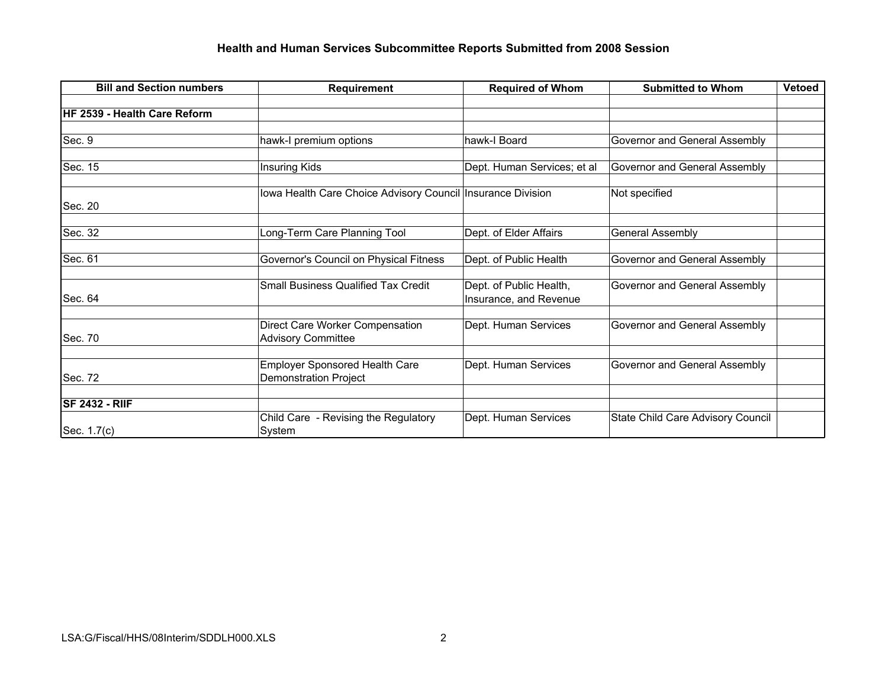### Health and Human Services Subcommittee Reports Submitted from 2008 Session

| Bill and Section numbers | Requirement | Required of Whom | Submitted to Whom | Vetoed |
|---|---|---|---|---|
| **HF 2539 - Health Care Reform** | | | | |
| Sec. 9 | hawk-I premium options | hawk-I Board | Governor and General Assembly | |
| Sec. 15 | Insuring Kids | Dept. Human Services; et al | Governor and General Assembly | |
| Sec. 20 | Iowa Health Care Choice Advisory Council | Insurance Division | Not specified | |
| Sec. 32 | Long-Term Care Planning Tool | Dept. of Elder Affairs | General Assembly | |
| Sec. 61 | Governor's Council on Physical Fitness | Dept. of Public Health | Governor and General Assembly | |
| Sec. 64 | Small Business Qualified Tax Credit | Dept. of Public Health, Insurance, and Revenue | Governor and General Assembly | |
| Sec. 70 | Direct Care Worker Compensation Advisory Committee | Dept. Human Services | Governor and General Assembly | |
| Sec. 72 | Employer Sponsored Health Care Demonstration Project | Dept. Human Services | Governor and General Assembly | |
| **SF 2432 - RIIF** | | | | |
| Sec. 1.7(c) | Child Care - Revising the Regulatory System | Dept. Human Services | State Child Care Advisory Council | |

LSA:G/Fiscal/HHS/08Interim/SDDLH000.XLS